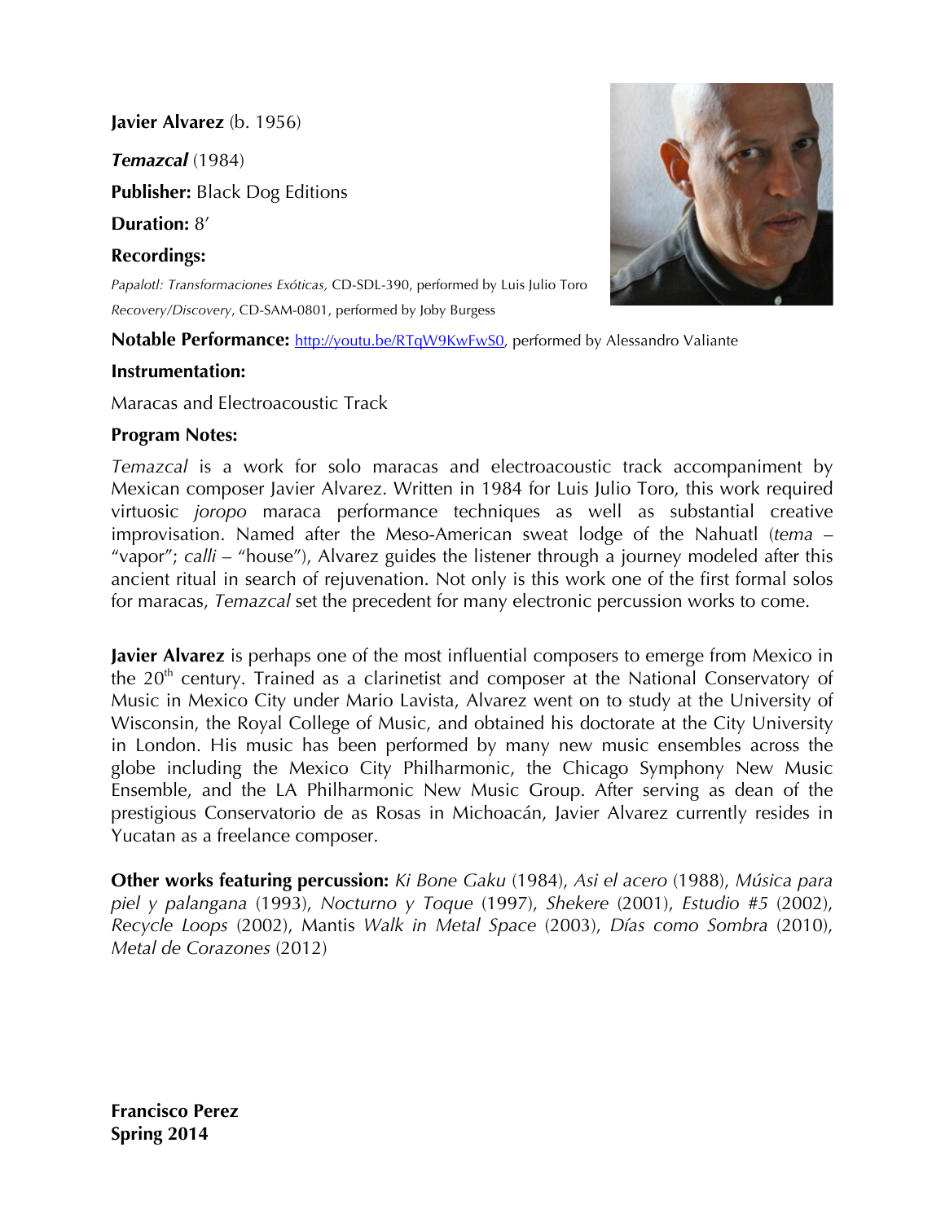**Javier Alvarez** (b. 1956)

***Temazcal*** (1984)

**Publisher:** Black Dog Editions

**Duration:** 8′

**Recordings:**

*Papalotl: Transformaciones Exóticas,* CD-SDL-390, performed by Luis Julio Toro

*Recovery/Discovery*, CD-SAM-0801, performed by Joby Burgess

**Notable Performance:** http://youtu.be/RTqW9KwFwS0, performed by Alessandro Valiante

**Instrumentation:**

Maracas and Electroacoustic Track

**Program Notes:**

*Temazcal* is a work for solo maracas and electroacoustic track accompaniment by Mexican composer Javier Alvarez. Written in 1984 for Luis Julio Toro, this work required virtuosic *joropo* maraca performance techniques as well as substantial creative improvisation. Named after the Meso-American sweat lodge of the Nahuatl (*tema* – "vapor"; *calli* – "house"), Alvarez guides the listener through a journey modeled after this ancient ritual in search of rejuvenation. Not only is this work one of the first formal solos for maracas, *Temazcal* set the precedent for many electronic percussion works to come.

**Javier Alvarez** is perhaps one of the most influential composers to emerge from Mexico in the 20th century. Trained as a clarinetist and composer at the National Conservatory of Music in Mexico City under Mario Lavista, Alvarez went on to study at the University of Wisconsin, the Royal College of Music, and obtained his doctorate at the City University in London. His music has been performed by many new music ensembles across the globe including the Mexico City Philharmonic, the Chicago Symphony New Music Ensemble, and the LA Philharmonic New Music Group. After serving as dean of the prestigious Conservatorio de as Rosas in Michoacán, Javier Alvarez currently resides in Yucatan as a freelance composer.

**Other works featuring percussion:** *Ki Bone Gaku* (1984), *Asi el acero* (1988), *Música para piel y palangana* (1993), *Nocturno y Toque* (1997), *Shekere* (2001), *Estudio #5* (2002), *Recycle Loops* (2002), Mantis *Walk in Metal Space* (2003), *Días como Sombra* (2010), *Metal de Corazones* (2012)

**Francisco Perez**
**Spring 2014**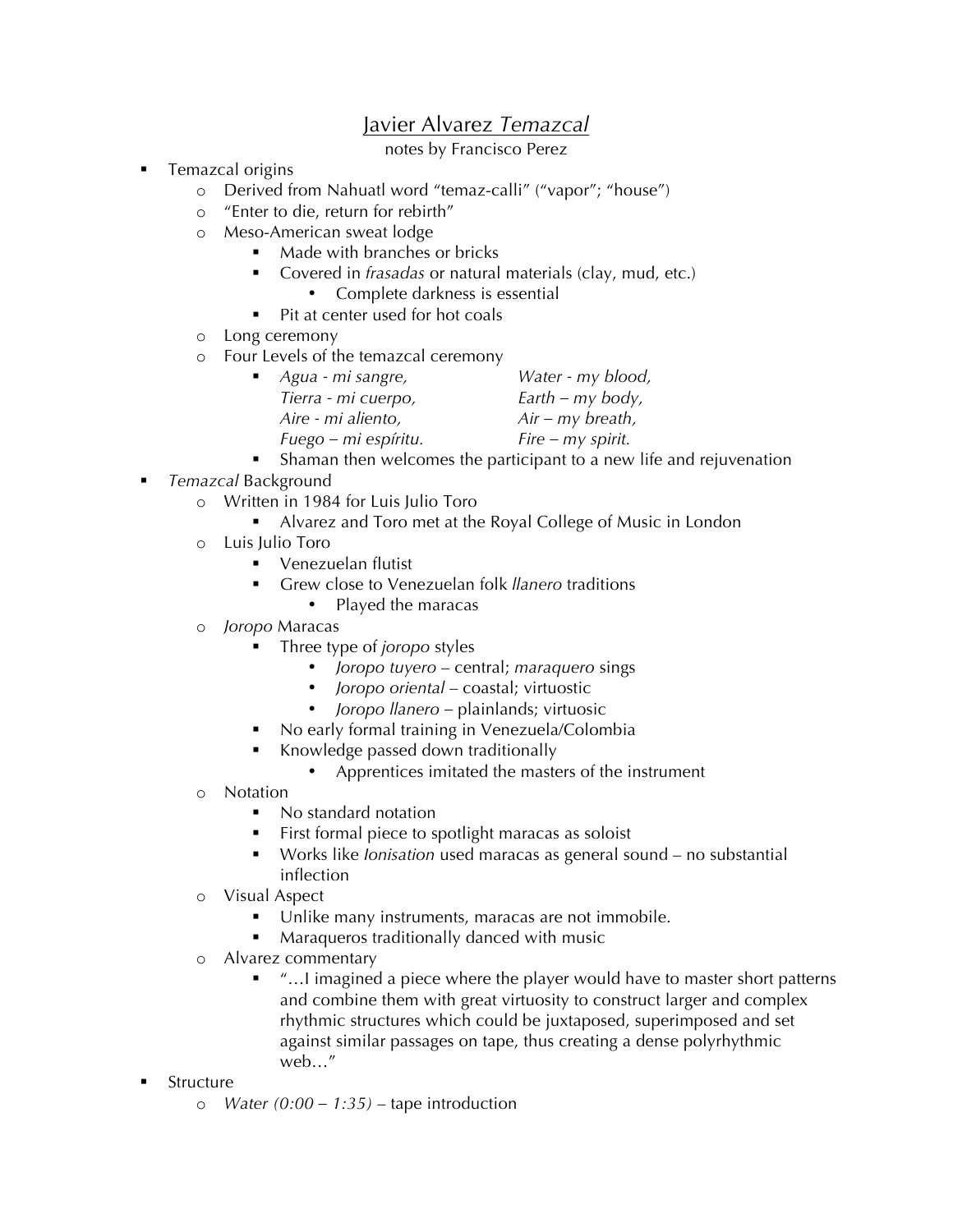# Javier Alvarez *Temazcal*

notes by Francisco Perez

- Temazcal origins
  - Derived from Nahuatl word "temaz-calli" ("vapor"; "house")
  - "Enter to die, return for rebirth"
  - Meso-American sweat lodge
    - Made with branches or bricks
    - Covered in *frasadas* or natural materials (clay, mud, etc.)
      - Complete darkness is essential
    - Pit at center used for hot coals
  - Long ceremony
  - Four Levels of the temazcal ceremony
    - *Agua - mi sangre,* — *Water - my blood,*
      *Tierra - mi cuerpo,* — *Earth – my body,*
      *Aire - mi aliento,* — *Air – my breath,*
      *Fuego – mi espíritu.* — *Fire – my spirit.*
    - Shaman then welcomes the participant to a new life and rejuvenation
- *Temazcal* Background
  - Written in 1984 for Luis Julio Toro
    - Alvarez and Toro met at the Royal College of Music in London
  - Luis Julio Toro
    - Venezuelan flutist
    - Grew close to Venezuelan folk *llanero* traditions
      - Played the maracas
  - *Joropo* Maracas
    - Three type of *joropo* styles
      - *Joropo tuyero* – central; *maraquero* sings
      - *Joropo oriental* – coastal; virtuostic
      - *Joropo llanero* – plainlands; virtuosic
    - No early formal training in Venezuela/Colombia
    - Knowledge passed down traditionally
      - Apprentices imitated the masters of the instrument
  - Notation
    - No standard notation
    - First formal piece to spotlight maracas as soloist
    - Works like *Ionisation* used maracas as general sound – no substantial inflection
  - Visual Aspect
    - Unlike many instruments, maracas are not immobile.
    - Maraqueros traditionally danced with music
  - Alvarez commentary
    - "…I imagined a piece where the player would have to master short patterns and combine them with great virtuosity to construct larger and complex rhythmic structures which could be juxtaposed, superimposed and set against similar passages on tape, thus creating a dense polyrhythmic web…"
- Structure
  - *Water (0:00 – 1:35)* – tape introduction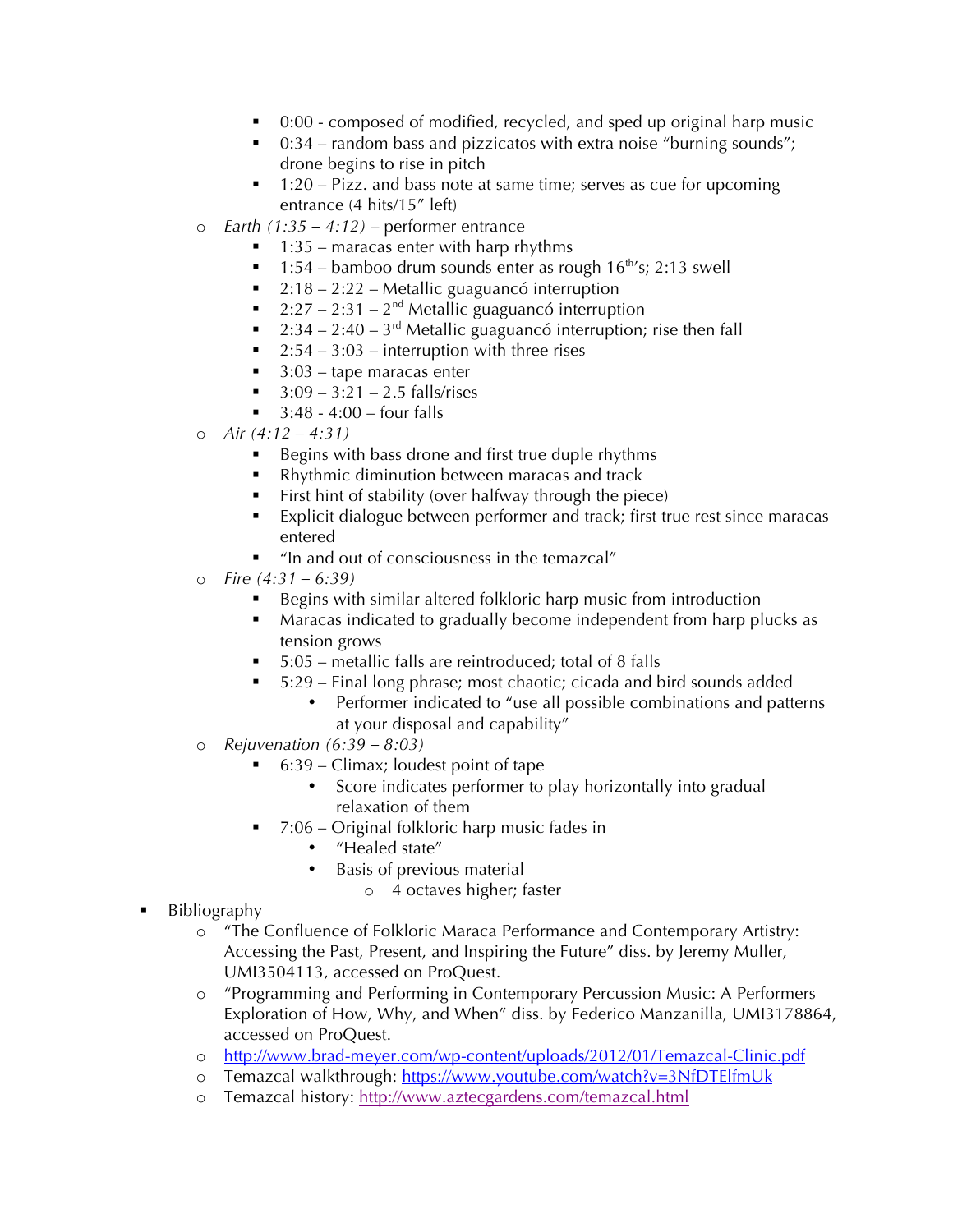- 0:00 - composed of modified, recycled, and sped up original harp music
        - 0:34 – random bass and pizzicatos with extra noise "burning sounds"; drone begins to rise in pitch
        - 1:20 – Pizz. and bass note at same time; serves as cue for upcoming entrance (4 hits/15" left)
    - *Earth (1:35 – 4:12)* – performer entrance
        - 1:35 – maracas enter with harp rhythms
        - 1:54 – bamboo drum sounds enter as rough 16th's; 2:13 swell
        - 2:18 – 2:22 – Metallic guaguancó interruption
        - 2:27 – 2:31 – 2nd Metallic guaguancó interruption
        - 2:34 – 2:40 – 3rd Metallic guaguancó interruption; rise then fall
        - 2:54 – 3:03 – interruption with three rises
        - 3:03 – tape maracas enter
        - 3:09 – 3:21 – 2.5 falls/rises
        - 3:48 - 4:00 – four falls
    - *Air (4:12 – 4:31)*
        - Begins with bass drone and first true duple rhythms
        - Rhythmic diminution between maracas and track
        - First hint of stability (over halfway through the piece)
        - Explicit dialogue between performer and track; first true rest since maracas entered
        - "In and out of consciousness in the temazcal"
    - *Fire (4:31 – 6:39)*
        - Begins with similar altered folkloric harp music from introduction
        - Maracas indicated to gradually become independent from harp plucks as tension grows
        - 5:05 – metallic falls are reintroduced; total of 8 falls
        - 5:29 – Final long phrase; most chaotic; cicada and bird sounds added
            - Performer indicated to "use all possible combinations and patterns at your disposal and capability"
    - *Rejuvenation (6:39 – 8:03)*
        - 6:39 – Climax; loudest point of tape
            - Score indicates performer to play horizontally into gradual relaxation of them
        - 7:06 – Original folkloric harp music fades in
            - "Healed state"
            - Basis of previous material
                - 4 octaves higher; faster
- Bibliography
    - "The Confluence of Folkloric Maraca Performance and Contemporary Artistry: Accessing the Past, Present, and Inspiring the Future" diss. by Jeremy Muller, UMI3504113, accessed on ProQuest.
    - "Programming and Performing in Contemporary Percussion Music: A Performers Exploration of How, Why, and When" diss. by Federico Manzanilla, UMI3178864, accessed on ProQuest.
    - http://www.brad-meyer.com/wp-content/uploads/2012/01/Temazcal-Clinic.pdf
    - Temazcal walkthrough: https://www.youtube.com/watch?v=3NfDTElfmUk
    - Temazcal history: http://www.aztecgardens.com/temazcal.html